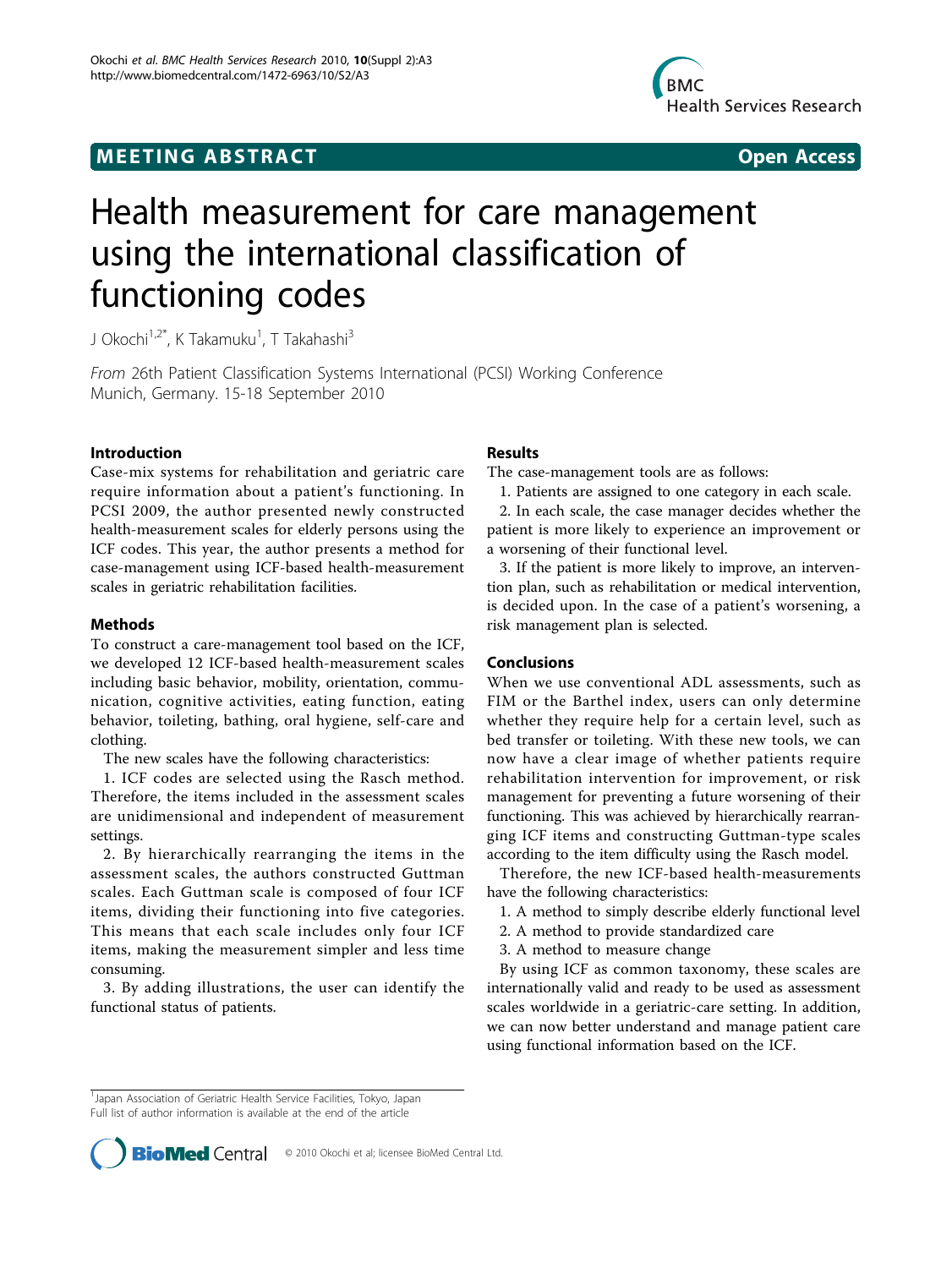**MEETING ABSTRACT** **Open Access**

# Health measurement for care management using the international classification of functioning codes

J Okochi[1,2*], K Takamuku[1], T Takahashi[3]

*From* 26th Patient Classification Systems International (PCSI) Working Conference
Munich, Germany. 15-18 September 2010

## Introduction

Case-mix systems for rehabilitation and geriatric care require information about a patient's functioning. In PCSI 2009, the author presented newly constructed health-measurement scales for elderly persons using the ICF codes. This year, the author presents a method for case-management using ICF-based health-measurement scales in geriatric rehabilitation facilities.

## Methods

To construct a care-management tool based on the ICF, we developed 12 ICF-based health-measurement scales including basic behavior, mobility, orientation, communication, cognitive activities, eating function, eating behavior, toileting, bathing, oral hygiene, self-care and clothing.

The new scales have the following characteristics:

1. ICF codes are selected using the Rasch method. Therefore, the items included in the assessment scales are unidimensional and independent of measurement settings.
2. By hierarchically rearranging the items in the assessment scales, the authors constructed Guttman scales. Each Guttman scale is composed of four ICF items, dividing their functioning into five categories. This means that each scale includes only four ICF items, making the measurement simpler and less time consuming.
3. By adding illustrations, the user can identify the functional status of patients.

## Results

The case-management tools are as follows:

1. Patients are assigned to one category in each scale.
2. In each scale, the case manager decides whether the patient is more likely to experience an improvement or a worsening of their functional level.
3. If the patient is more likely to improve, an intervention plan, such as rehabilitation or medical intervention, is decided upon. In the case of a patient's worsening, a risk management plan is selected.

## Conclusions

When we use conventional ADL assessments, such as FIM or the Barthel index, users can only determine whether they require help for a certain level, such as bed transfer or toileting. With these new tools, we can now have a clear image of whether patients require rehabilitation intervention for improvement, or risk management for preventing a future worsening of their functioning. This was achieved by hierarchically rearranging ICF items and constructing Guttman-type scales according to the item difficulty using the Rasch model.

Therefore, the new ICF-based health-measurements have the following characteristics:

1. A method to simply describe elderly functional level
2. A method to provide standardized care
3. A method to measure change

By using ICF as common taxonomy, these scales are internationally valid and ready to be used as assessment scales worldwide in a geriatric-care setting. In addition, we can now better understand and manage patient care using functional information based on the ICF.

[1]Japan Association of Geriatric Health Service Facilities, Tokyo, Japan
Full list of author information is available at the end of the article

© 2010 Okochi et al; licensee BioMed Central Ltd.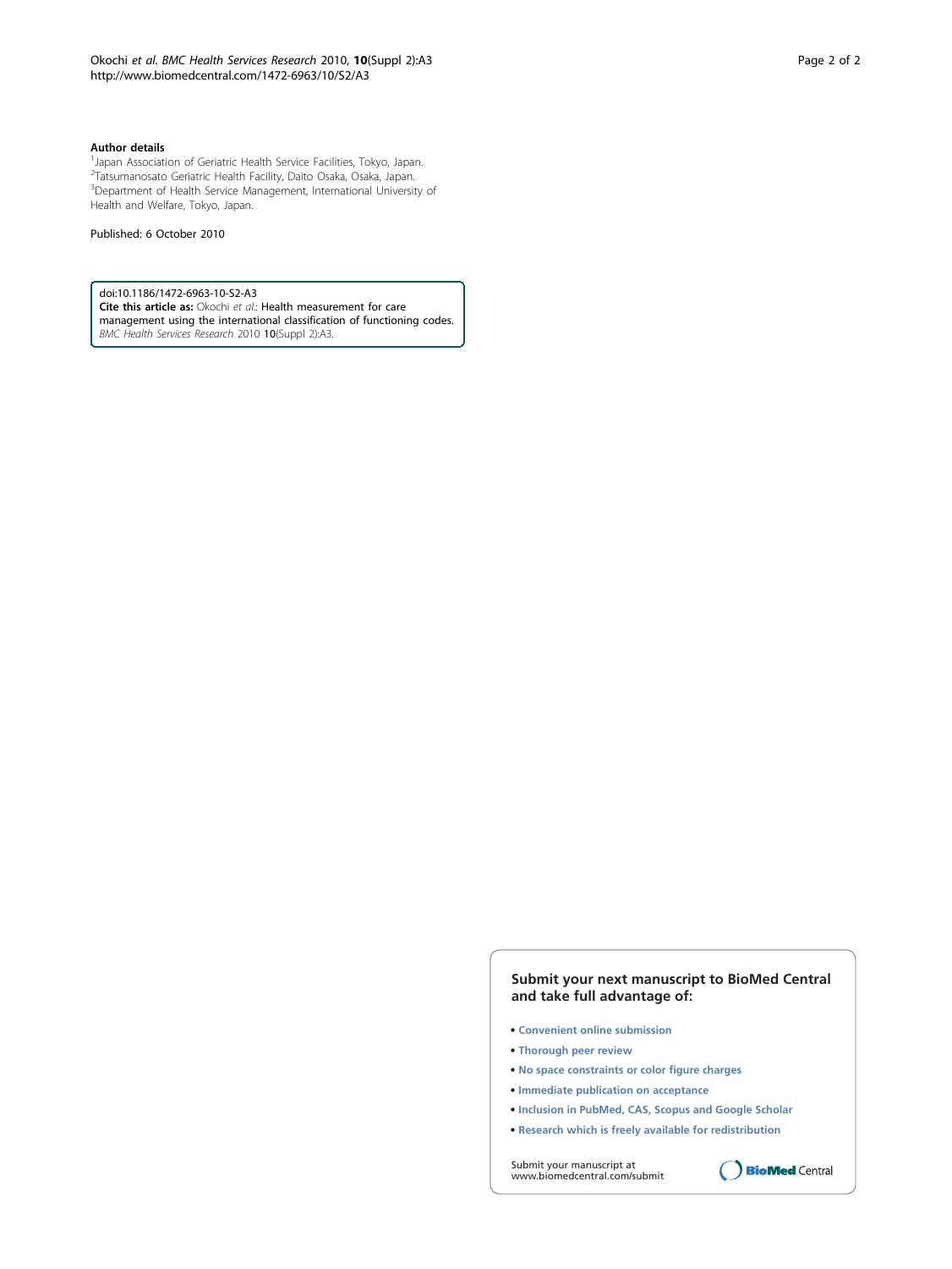**Author details**

[1]Japan Association of Geriatric Health Service Facilities, Tokyo, Japan. [2]Tatsumanosato Geriatric Health Facility, Daito Osaka, Osaka, Japan. [3]Department of Health Service Management, International University of Health and Welfare, Tokyo, Japan.

Published: 6 October 2010

doi:10.1186/1472-6963-10-S2-A3

**Cite this article as:** Okochi *et al.*: Health measurement for care management using the international classification of functioning codes. *BMC Health Services Research* 2010 **10**(Suppl 2):A3.

**Submit your next manuscript to BioMed Central and take full advantage of:**

- **Convenient online submission**
- **Thorough peer review**
- **No space constraints or color figure charges**
- **Immediate publication on acceptance**
- **Inclusion in PubMed, CAS, Scopus and Google Scholar**
- **Research which is freely available for redistribution**

Submit your manuscript at www.biomedcentral.com/submit

BioMed Central